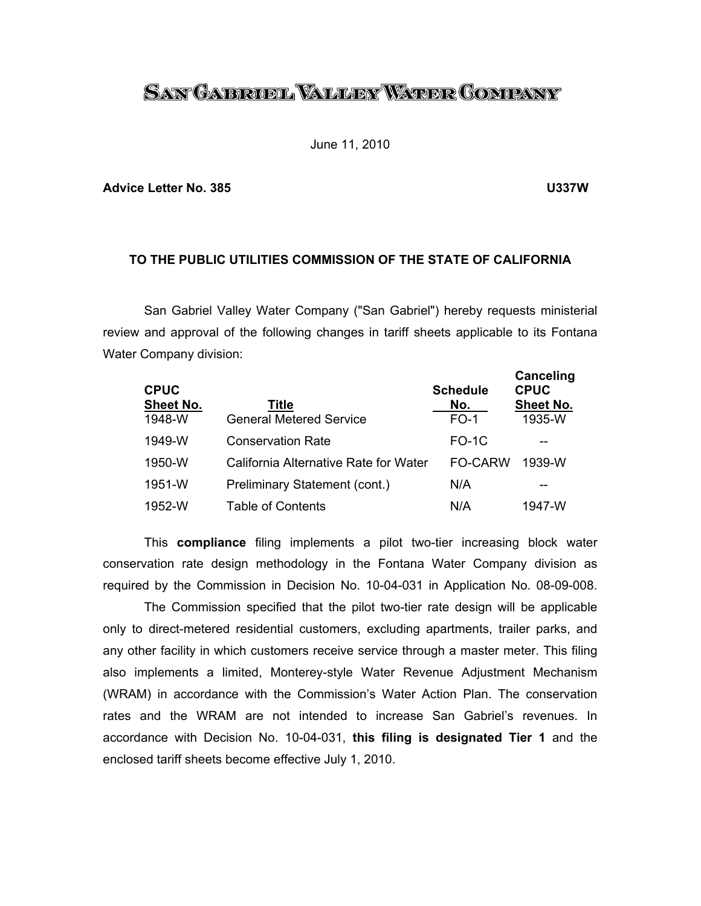# SAN GABRIEL VALLEY WATER COMPANY

June 11, 2010

**Advice Letter No. 385** **U337W**

**TO THE PUBLIC UTILITIES COMMISSION OF THE STATE OF CALIFORNIA**

San Gabriel Valley Water Company ("San Gabriel") hereby requests ministerial review and approval of the following changes in tariff sheets applicable to its Fontana Water Company division:

| CPUC Sheet No. | Title | Schedule No. | Canceling CPUC Sheet No. |
|---|---|---|---|
| 1948-W | General Metered Service | FO-1 | 1935-W |
| 1949-W | Conservation Rate | FO-1C | -- |
| 1950-W | California Alternative Rate for Water | FO-CARW | 1939-W |
| 1951-W | Preliminary Statement (cont.) | N/A | -- |
| 1952-W | Table of Contents | N/A | 1947-W |

This **compliance** filing implements a pilot two-tier increasing block water conservation rate design methodology in the Fontana Water Company division as required by the Commission in Decision No. 10-04-031 in Application No. 08-09-008.

The Commission specified that the pilot two-tier rate design will be applicable only to direct-metered residential customers, excluding apartments, trailer parks, and any other facility in which customers receive service through a master meter. This filing also implements a limited, Monterey-style Water Revenue Adjustment Mechanism (WRAM) in accordance with the Commission's Water Action Plan. The conservation rates and the WRAM are not intended to increase San Gabriel's revenues. In accordance with Decision No. 10-04-031, **this filing is designated Tier 1** and the enclosed tariff sheets become effective July 1, 2010.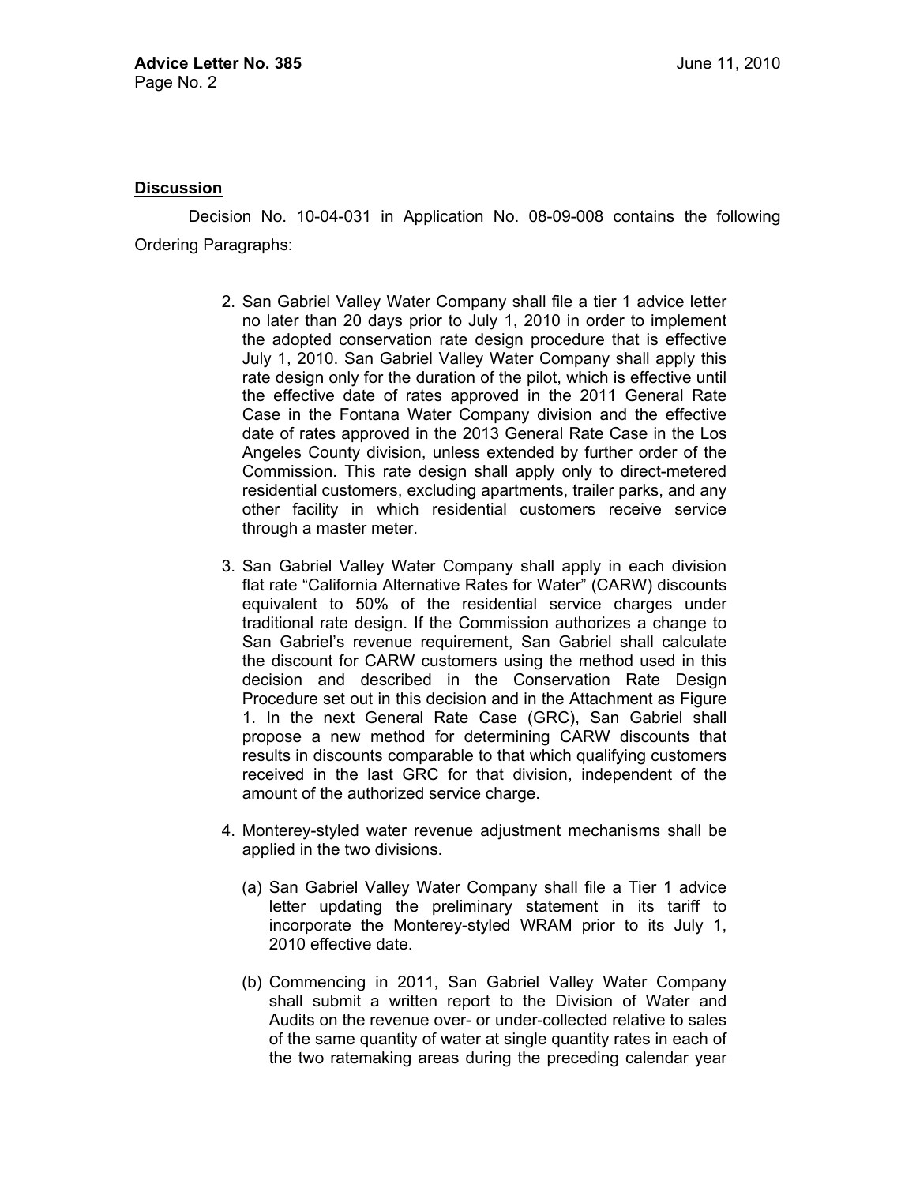## Discussion

Decision No. 10-04-031 in Application No. 08-09-008 contains the following Ordering Paragraphs:

2. San Gabriel Valley Water Company shall file a tier 1 advice letter no later than 20 days prior to July 1, 2010 in order to implement the adopted conservation rate design procedure that is effective July 1, 2010. San Gabriel Valley Water Company shall apply this rate design only for the duration of the pilot, which is effective until the effective date of rates approved in the 2011 General Rate Case in the Fontana Water Company division and the effective date of rates approved in the 2013 General Rate Case in the Los Angeles County division, unless extended by further order of the Commission. This rate design shall apply only to direct-metered residential customers, excluding apartments, trailer parks, and any other facility in which residential customers receive service through a master meter.

3. San Gabriel Valley Water Company shall apply in each division flat rate "California Alternative Rates for Water" (CARW) discounts equivalent to 50% of the residential service charges under traditional rate design. If the Commission authorizes a change to San Gabriel's revenue requirement, San Gabriel shall calculate the discount for CARW customers using the method used in this decision and described in the Conservation Rate Design Procedure set out in this decision and in the Attachment as Figure 1. In the next General Rate Case (GRC), San Gabriel shall propose a new method for determining CARW discounts that results in discounts comparable to that which qualifying customers received in the last GRC for that division, independent of the amount of the authorized service charge.

4. Monterey-styled water revenue adjustment mechanisms shall be applied in the two divisions.

   (a) San Gabriel Valley Water Company shall file a Tier 1 advice letter updating the preliminary statement in its tariff to incorporate the Monterey-styled WRAM prior to its July 1, 2010 effective date.

   (b) Commencing in 2011, San Gabriel Valley Water Company shall submit a written report to the Division of Water and Audits on the revenue over- or under-collected relative to sales of the same quantity of water at single quantity rates in each of the two ratemaking areas during the preceding calendar year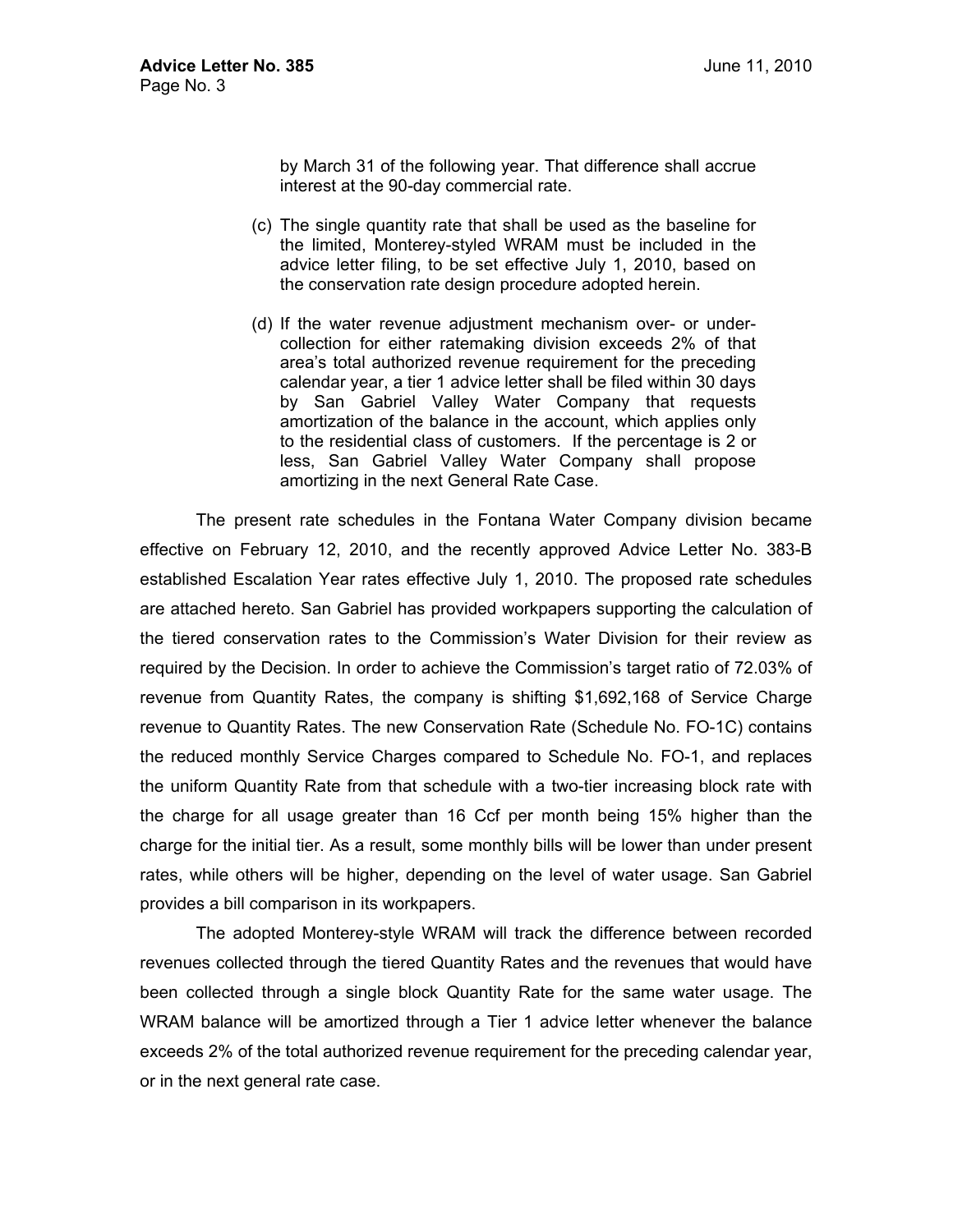by March 31 of the following year. That difference shall accrue interest at the 90-day commercial rate.

(c) The single quantity rate that shall be used as the baseline for the limited, Monterey-styled WRAM must be included in the advice letter filing, to be set effective July 1, 2010, based on the conservation rate design procedure adopted herein.

(d) If the water revenue adjustment mechanism over- or under-collection for either ratemaking division exceeds 2% of that area's total authorized revenue requirement for the preceding calendar year, a tier 1 advice letter shall be filed within 30 days by San Gabriel Valley Water Company that requests amortization of the balance in the account, which applies only to the residential class of customers. If the percentage is 2 or less, San Gabriel Valley Water Company shall propose amortizing in the next General Rate Case.

The present rate schedules in the Fontana Water Company division became effective on February 12, 2010, and the recently approved Advice Letter No. 383-B established Escalation Year rates effective July 1, 2010. The proposed rate schedules are attached hereto. San Gabriel has provided workpapers supporting the calculation of the tiered conservation rates to the Commission's Water Division for their review as required by the Decision. In order to achieve the Commission's target ratio of 72.03% of revenue from Quantity Rates, the company is shifting $1,692,168 of Service Charge revenue to Quantity Rates. The new Conservation Rate (Schedule No. FO-1C) contains the reduced monthly Service Charges compared to Schedule No. FO-1, and replaces the uniform Quantity Rate from that schedule with a two-tier increasing block rate with the charge for all usage greater than 16 Ccf per month being 15% higher than the charge for the initial tier. As a result, some monthly bills will be lower than under present rates, while others will be higher, depending on the level of water usage. San Gabriel provides a bill comparison in its workpapers.

The adopted Monterey-style WRAM will track the difference between recorded revenues collected through the tiered Quantity Rates and the revenues that would have been collected through a single block Quantity Rate for the same water usage. The WRAM balance will be amortized through a Tier 1 advice letter whenever the balance exceeds 2% of the total authorized revenue requirement for the preceding calendar year, or in the next general rate case.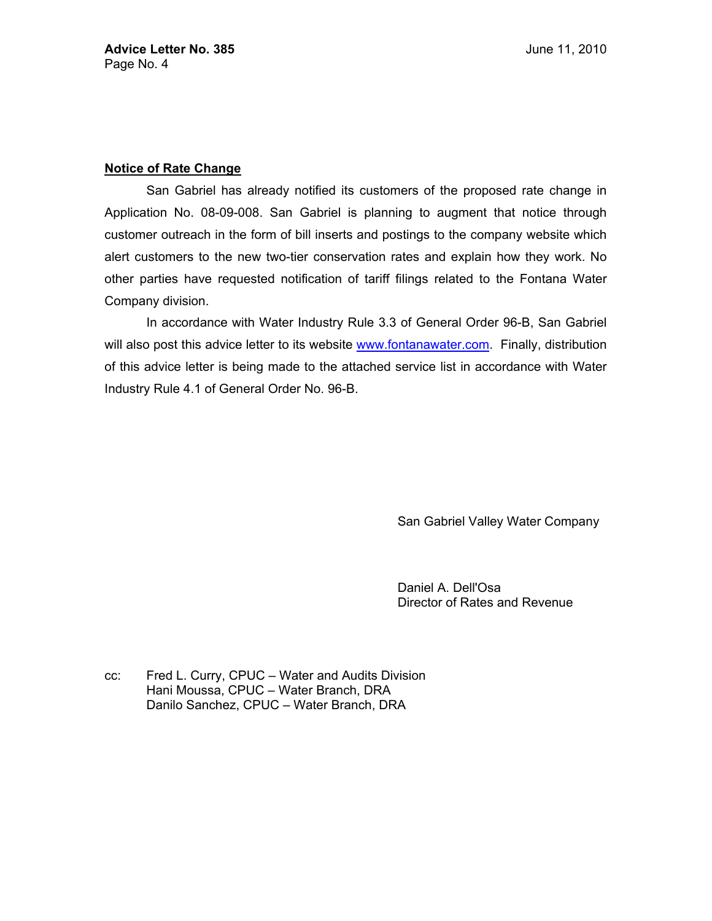**Notice of Rate Change**

San Gabriel has already notified its customers of the proposed rate change in Application No. 08-09-008. San Gabriel is planning to augment that notice through customer outreach in the form of bill inserts and postings to the company website which alert customers to the new two-tier conservation rates and explain how they work. No other parties have requested notification of tariff filings related to the Fontana Water Company division.

In accordance with Water Industry Rule 3.3 of General Order 96-B, San Gabriel will also post this advice letter to its website www.fontanawater.com. Finally, distribution of this advice letter is being made to the attached service list in accordance with Water Industry Rule 4.1 of General Order No. 96-B.

San Gabriel Valley Water Company

Daniel A. Dell'Osa
Director of Rates and Revenue

cc: Fred L. Curry, CPUC – Water and Audits Division
Hani Moussa, CPUC – Water Branch, DRA
Danilo Sanchez, CPUC – Water Branch, DRA